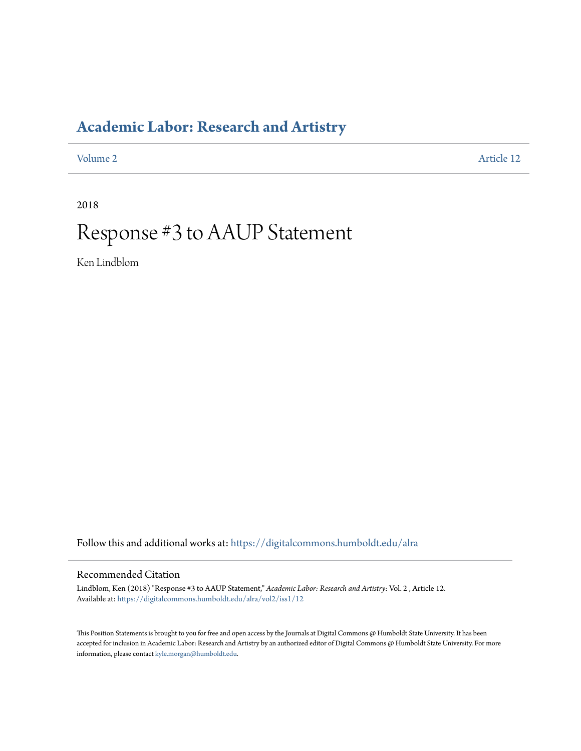# Academic Labor: Research and Artistry

Volume 2 Article 12

2018

# Response #3 to AAUP Statement

Ken Lindblom

Follow this and additional works at: https://digitalcommons.humboldt.edu/alra

## Recommended Citation

Lindblom, Ken (2018) "Response #3 to AAUP Statement," *Academic Labor: Research and Artistry*: Vol. 2 , Article 12.
Available at: https://digitalcommons.humboldt.edu/alra/vol2/iss1/12

This Position Statements is brought to you for free and open access by the Journals at Digital Commons @ Humboldt State University. It has been accepted for inclusion in Academic Labor: Research and Artistry by an authorized editor of Digital Commons @ Humboldt State University. For more information, please contact kyle.morgan@humboldt.edu.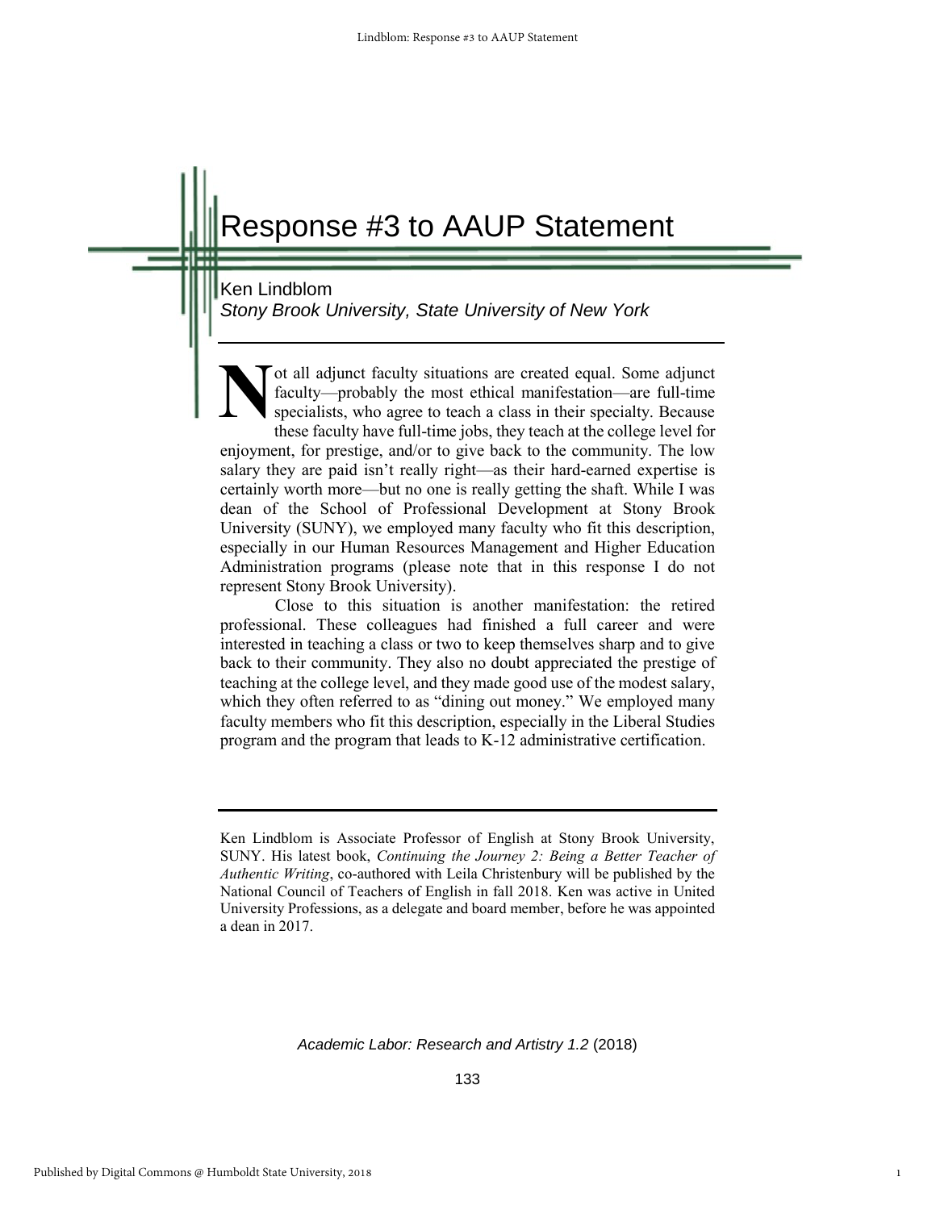# Response #3 to AAUP Statement

Ken Lindblom
*Stony Brook University, State University of New York*

Not all adjunct faculty situations are created equal. Some adjunct faculty—probably the most ethical manifestation—are full-time specialists, who agree to teach a class in their specialty. Because these faculty have full-time jobs, they teach at the college level for enjoyment, for prestige, and/or to give back to the community. The low salary they are paid isn't really right—as their hard-earned expertise is certainly worth more—but no one is really getting the shaft. While I was dean of the School of Professional Development at Stony Brook University (SUNY), we employed many faculty who fit this description, especially in our Human Resources Management and Higher Education Administration programs (please note that in this response I do not represent Stony Brook University).

Close to this situation is another manifestation: the retired professional. These colleagues had finished a full career and were interested in teaching a class or two to keep themselves sharp and to give back to their community. They also no doubt appreciated the prestige of teaching at the college level, and they made good use of the modest salary, which they often referred to as "dining out money." We employed many faculty members who fit this description, especially in the Liberal Studies program and the program that leads to K-12 administrative certification.

---

Ken Lindblom is Associate Professor of English at Stony Brook University, SUNY. His latest book, *Continuing the Journey 2: Being a Better Teacher of Authentic Writing*, co-authored with Leila Christenbury will be published by the National Council of Teachers of English in fall 2018. Ken was active in United University Professions, as a delegate and board member, before he was appointed a dean in 2017.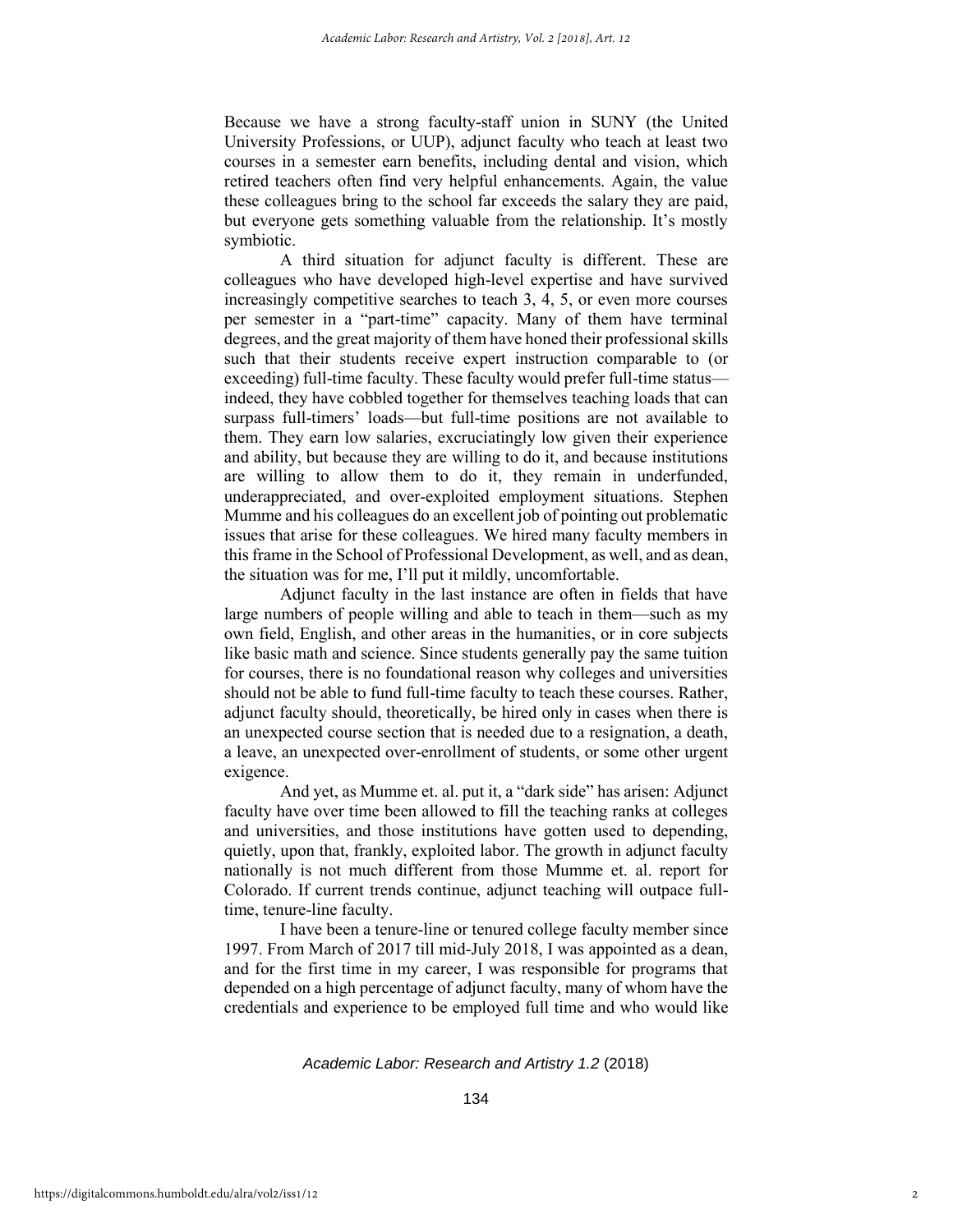Because we have a strong faculty-staff union in SUNY (the United University Professions, or UUP), adjunct faculty who teach at least two courses in a semester earn benefits, including dental and vision, which retired teachers often find very helpful enhancements. Again, the value these colleagues bring to the school far exceeds the salary they are paid, but everyone gets something valuable from the relationship. It's mostly symbiotic.

A third situation for adjunct faculty is different. These are colleagues who have developed high-level expertise and have survived increasingly competitive searches to teach 3, 4, 5, or even more courses per semester in a "part-time" capacity. Many of them have terminal degrees, and the great majority of them have honed their professional skills such that their students receive expert instruction comparable to (or exceeding) full-time faculty. These faculty would prefer full-time status—indeed, they have cobbled together for themselves teaching loads that can surpass full-timers' loads—but full-time positions are not available to them. They earn low salaries, excruciatingly low given their experience and ability, but because they are willing to do it, and because institutions are willing to allow them to do it, they remain in underfunded, underappreciated, and over-exploited employment situations. Stephen Mumme and his colleagues do an excellent job of pointing out problematic issues that arise for these colleagues. We hired many faculty members in this frame in the School of Professional Development, as well, and as dean, the situation was for me, I'll put it mildly, uncomfortable.

Adjunct faculty in the last instance are often in fields that have large numbers of people willing and able to teach in them—such as my own field, English, and other areas in the humanities, or in core subjects like basic math and science. Since students generally pay the same tuition for courses, there is no foundational reason why colleges and universities should not be able to fund full-time faculty to teach these courses. Rather, adjunct faculty should, theoretically, be hired only in cases when there is an unexpected course section that is needed due to a resignation, a death, a leave, an unexpected over-enrollment of students, or some other urgent exigence.

And yet, as Mumme et. al. put it, a "dark side" has arisen: Adjunct faculty have over time been allowed to fill the teaching ranks at colleges and universities, and those institutions have gotten used to depending, quietly, upon that, frankly, exploited labor. The growth in adjunct faculty nationally is not much different from those Mumme et. al. report for Colorado. If current trends continue, adjunct teaching will outpace full-time, tenure-line faculty.

I have been a tenure-line or tenured college faculty member since 1997. From March of 2017 till mid-July 2018, I was appointed as a dean, and for the first time in my career, I was responsible for programs that depended on a high percentage of adjunct faculty, many of whom have the credentials and experience to be employed full time and who would like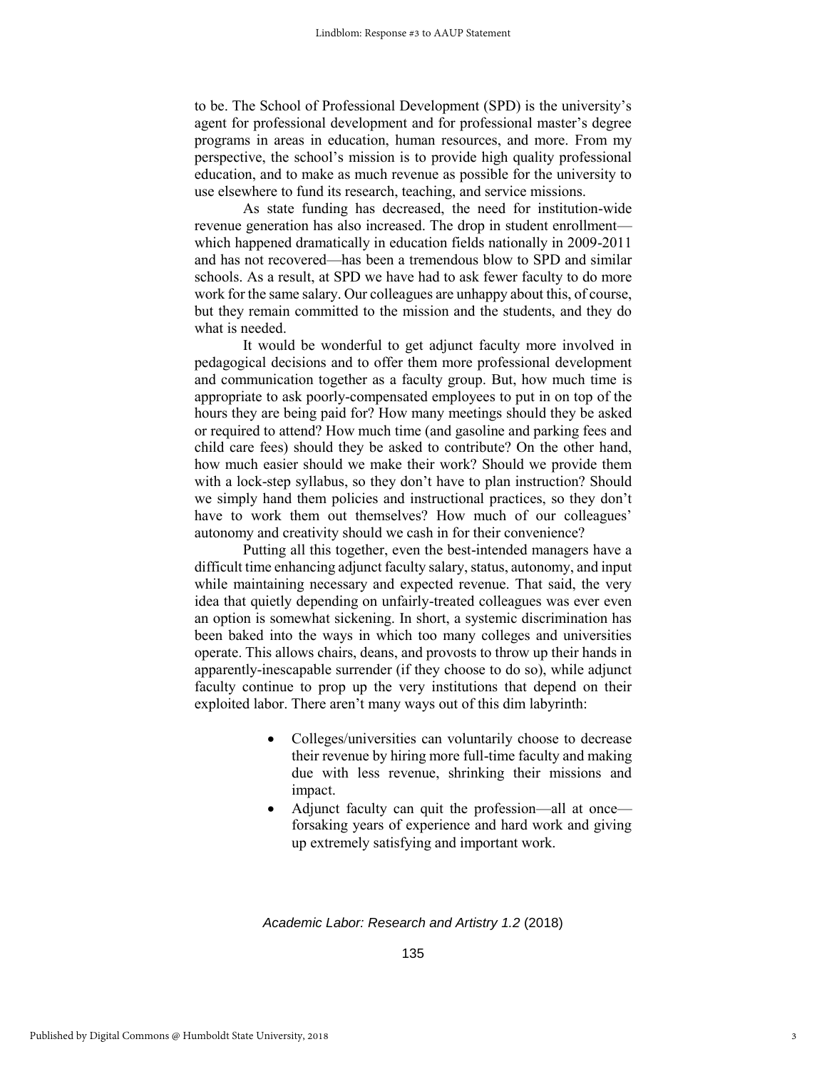to be. The School of Professional Development (SPD) is the university's agent for professional development and for professional master's degree programs in areas in education, human resources, and more. From my perspective, the school's mission is to provide high quality professional education, and to make as much revenue as possible for the university to use elsewhere to fund its research, teaching, and service missions.

As state funding has decreased, the need for institution-wide revenue generation has also increased. The drop in student enrollment—which happened dramatically in education fields nationally in 2009-2011 and has not recovered—has been a tremendous blow to SPD and similar schools. As a result, at SPD we have had to ask fewer faculty to do more work for the same salary. Our colleagues are unhappy about this, of course, but they remain committed to the mission and the students, and they do what is needed.

It would be wonderful to get adjunct faculty more involved in pedagogical decisions and to offer them more professional development and communication together as a faculty group. But, how much time is appropriate to ask poorly-compensated employees to put in on top of the hours they are being paid for? How many meetings should they be asked or required to attend? How much time (and gasoline and parking fees and child care fees) should they be asked to contribute? On the other hand, how much easier should we make their work? Should we provide them with a lock-step syllabus, so they don't have to plan instruction? Should we simply hand them policies and instructional practices, so they don't have to work them out themselves? How much of our colleagues' autonomy and creativity should we cash in for their convenience?

Putting all this together, even the best-intended managers have a difficult time enhancing adjunct faculty salary, status, autonomy, and input while maintaining necessary and expected revenue. That said, the very idea that quietly depending on unfairly-treated colleagues was ever even an option is somewhat sickening. In short, a systemic discrimination has been baked into the ways in which too many colleges and universities operate. This allows chairs, deans, and provosts to throw up their hands in apparently-inescapable surrender (if they choose to do so), while adjunct faculty continue to prop up the very institutions that depend on their exploited labor. There aren't many ways out of this dim labyrinth:

- Colleges/universities can voluntarily choose to decrease their revenue by hiring more full-time faculty and making due with less revenue, shrinking their missions and impact.
- Adjunct faculty can quit the profession—all at once—forsaking years of experience and hard work and giving up extremely satisfying and important work.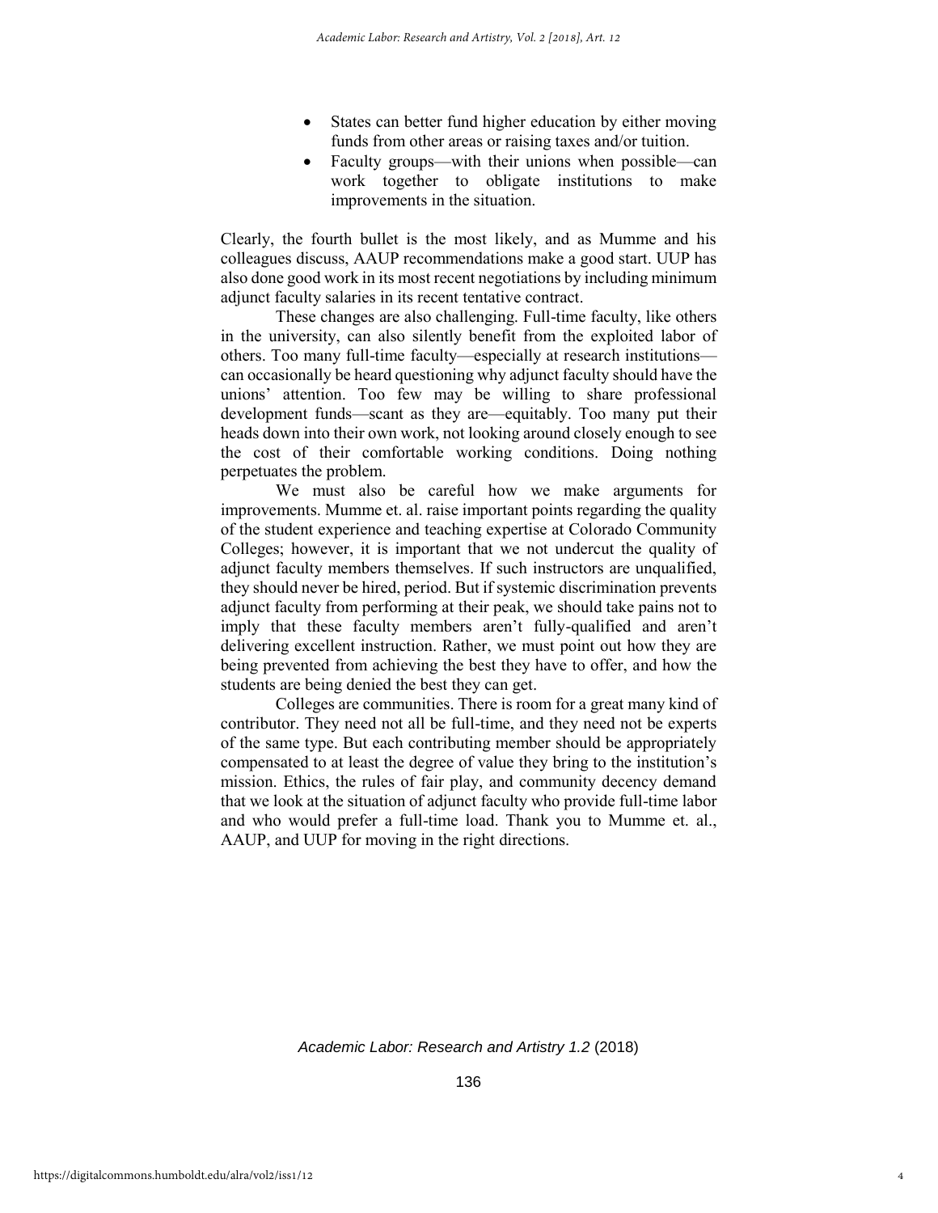- States can better fund higher education by either moving funds from other areas or raising taxes and/or tuition.
- Faculty groups—with their unions when possible—can work together to obligate institutions to make improvements in the situation.

Clearly, the fourth bullet is the most likely, and as Mumme and his colleagues discuss, AAUP recommendations make a good start. UUP has also done good work in its most recent negotiations by including minimum adjunct faculty salaries in its recent tentative contract.

These changes are also challenging. Full-time faculty, like others in the university, can also silently benefit from the exploited labor of others. Too many full-time faculty—especially at research institutions—can occasionally be heard questioning why adjunct faculty should have the unions' attention. Too few may be willing to share professional development funds—scant as they are—equitably. Too many put their heads down into their own work, not looking around closely enough to see the cost of their comfortable working conditions. Doing nothing perpetuates the problem.

We must also be careful how we make arguments for improvements. Mumme et. al. raise important points regarding the quality of the student experience and teaching expertise at Colorado Community Colleges; however, it is important that we not undercut the quality of adjunct faculty members themselves. If such instructors are unqualified, they should never be hired, period. But if systemic discrimination prevents adjunct faculty from performing at their peak, we should take pains not to imply that these faculty members aren't fully-qualified and aren't delivering excellent instruction. Rather, we must point out how they are being prevented from achieving the best they have to offer, and how the students are being denied the best they can get.

Colleges are communities. There is room for a great many kind of contributor. They need not all be full-time, and they need not be experts of the same type. But each contributing member should be appropriately compensated to at least the degree of value they bring to the institution's mission. Ethics, the rules of fair play, and community decency demand that we look at the situation of adjunct faculty who provide full-time labor and who would prefer a full-time load. Thank you to Mumme et. al., AAUP, and UUP for moving in the right directions.